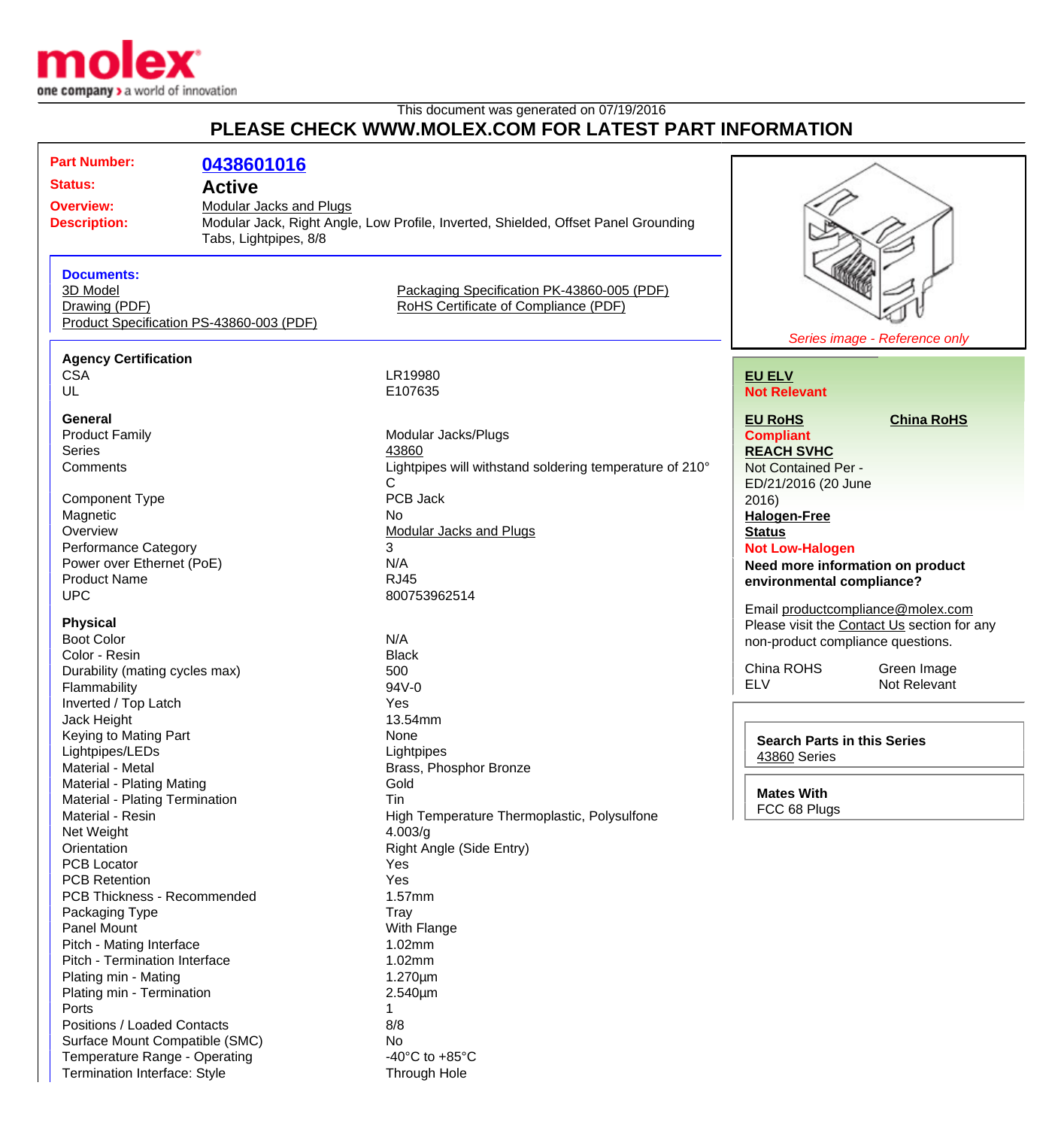This document was generated on 07/19/2016

# PLEASE CHECK WWW.MOLEX.COM FOR LATEST PART INFORMATION

**Part Number:** 0438601016

**Status:** Active

**Overview:** Modular Jacks and Plugs

**Description:** Modular Jack, Right Angle, Low Profile, Inverted, Shielded, Offset Panel Grounding Tabs, Lightpipes, 8/8

**Documents:**

- 3D Model
- Drawing (PDF)
- Product Specification PS-43860-003 (PDF)
- Packaging Specification PK-43860-005 (PDF)
- RoHS Certificate of Compliance (PDF)

*Series image - Reference only*

### Agency Certification

| | |
|---|---|
| CSA | LR19980 |
| UL | E107635 |

### General

| | |
|---|---|
| Product Family | Modular Jacks/Plugs |
| Series | 43860 |
| Comments | Lightpipes will withstand soldering temperature of 210° C |
| Component Type | PCB Jack |
| Magnetic | No |
| Overview | Modular Jacks and Plugs |
| Performance Category | 3 |
| Power over Ethernet (PoE) | N/A |
| Product Name | RJ45 |
| UPC | 800753962514 |

### Physical

| | |
|---|---|
| Boot Color | N/A |
| Color - Resin | Black |
| Durability (mating cycles max) | 500 |
| Flammability | 94V-0 |
| Inverted / Top Latch | Yes |
| Jack Height | 13.54mm |
| Keying to Mating Part | None |
| Lightpipes/LEDs | Lightpipes |
| Material - Metal | Brass, Phosphor Bronze |
| Material - Plating Mating | Gold |
| Material - Plating Termination | Tin |
| Material - Resin | High Temperature Thermoplastic, Polysulfone |
| Net Weight | 4.003/g |
| Orientation | Right Angle (Side Entry) |
| PCB Locator | Yes |
| PCB Retention | Yes |
| PCB Thickness - Recommended | 1.57mm |
| Packaging Type | Tray |
| Panel Mount | With Flange |
| Pitch - Mating Interface | 1.02mm |
| Pitch - Termination Interface | 1.02mm |
| Plating min - Mating | 1.270µm |
| Plating min - Termination | 2.540µm |
| Ports | 1 |
| Positions / Loaded Contacts | 8/8 |
| Surface Mount Compatible (SMC) | No |
| Temperature Range - Operating | -40°C to +85°C |
| Termination Interface: Style | Through Hole |

**EU ELV**
Not Relevant

**EU RoHS**
Compliant

**China RoHS**

**REACH SVHC**
Not Contained Per - ED/21/2016 (20 June 2016)

**Halogen-Free Status**
Not Low-Halogen

**Need more information on product environmental compliance?**

Email productcompliance@molex.com
Please visit the Contact Us section for any non-product compliance questions.

| | |
|---|---|
| China ROHS | Green Image |
| ELV | Not Relevant |

**Search Parts in this Series**
43860 Series

**Mates With**
FCC 68 Plugs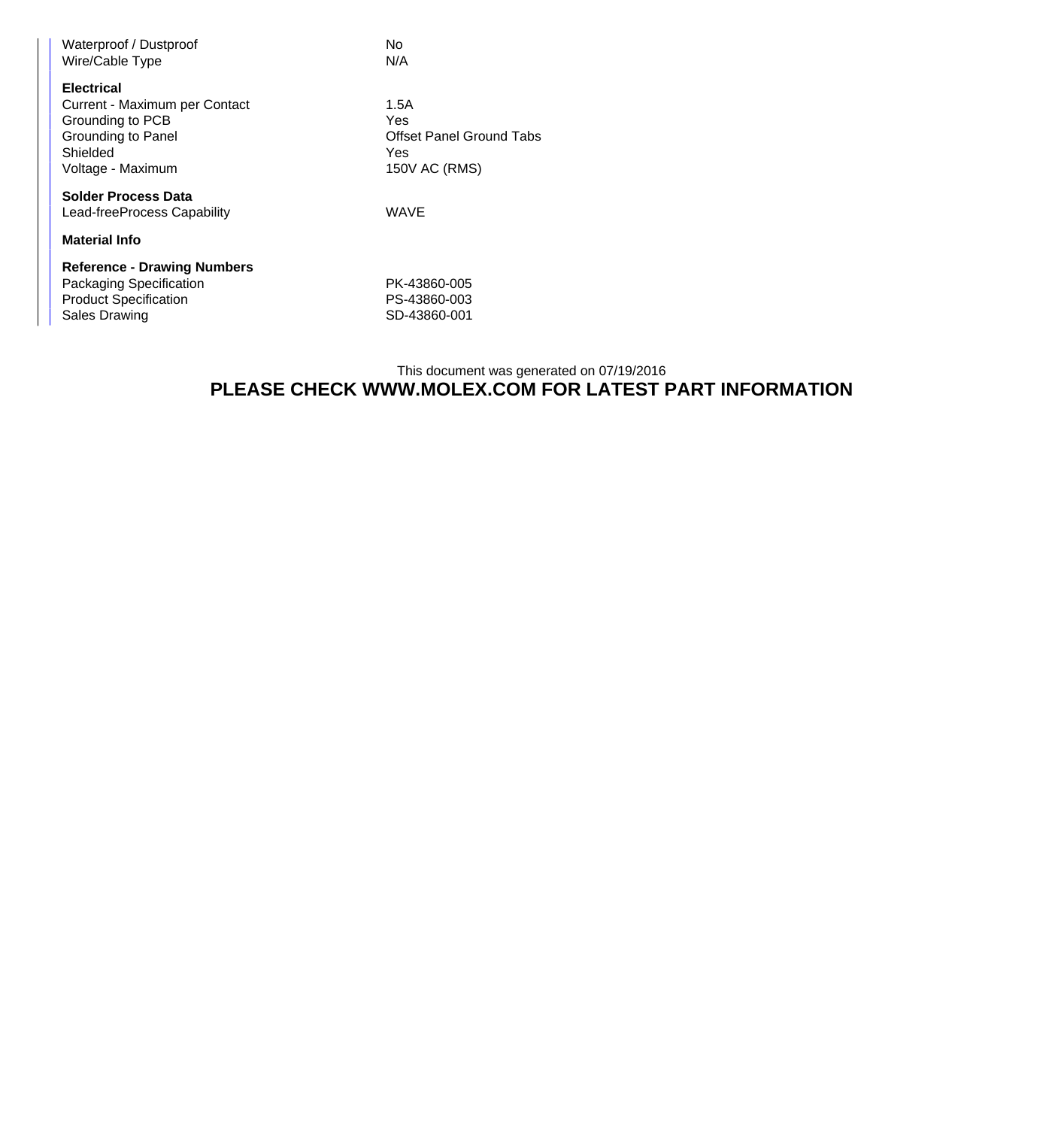| | |
|---|---|
| Waterproof / Dustproof | No |
| Wire/Cable Type | N/A |

**Electrical**

| | |
|---|---|
| Current - Maximum per Contact | 1.5A |
| Grounding to PCB | Yes |
| Grounding to Panel | Offset Panel Ground Tabs |
| Shielded | Yes |
| Voltage - Maximum | 150V AC (RMS) |

**Solder Process Data**

| | |
|---|---|
| Lead-freeProcess Capability | WAVE |

**Material Info**

**Reference - Drawing Numbers**

| | |
|---|---|
| Packaging Specification | PK-43860-005 |
| Product Specification | PS-43860-003 |
| Sales Drawing | SD-43860-001 |

This document was generated on 07/19/2016

**PLEASE CHECK WWW.MOLEX.COM FOR LATEST PART INFORMATION**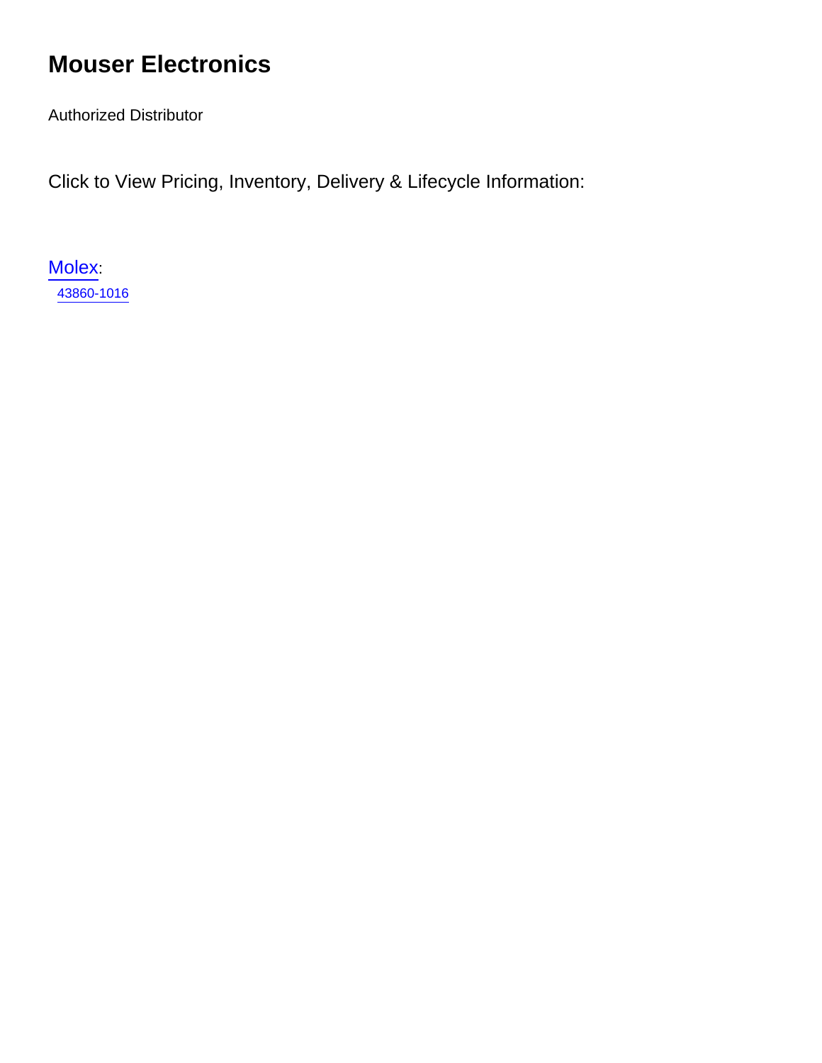# Mouser Electronics

Authorized Distributor

Click to View Pricing, Inventory, Delivery & Lifecycle Information:

Molex:

43860-1016